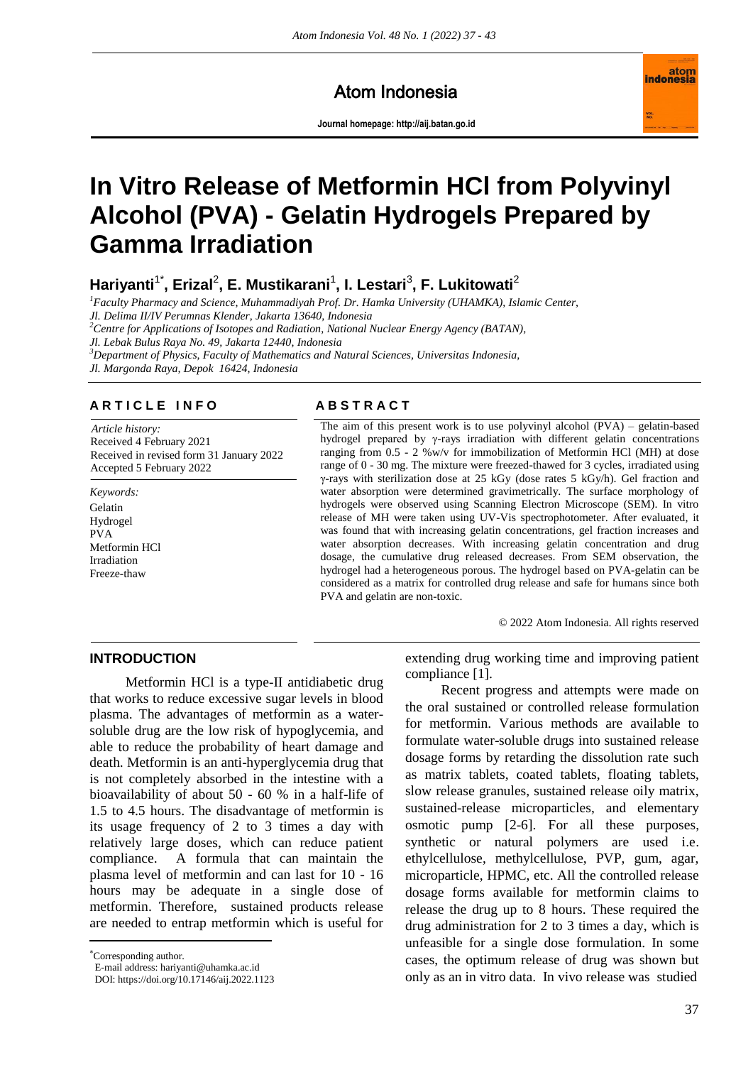Atom Indonesia

Journal homepage: http://aij.batan.go.id

# In Vitro Release of Metformin HCl from Polyvinyl Alcohol (PVA) - Gelatin Hydrogels Prepared by Gamma Irradiation

**Hariyanti[1*], Erizal[2], E. Mustikarani[1], I. Lestari[3], F. Lukitowati[2]**

*[1]Faculty Pharmacy and Science, Muhammadiyah Prof. Dr. Hamka University (UHAMKA), Islamic Center, Jl. Delima II/IV Perumnas Klender, Jakarta 13640, Indonesia*

*[2]Centre for Applications of Isotopes and Radiation, National Nuclear Energy Agency (BATAN), Jl. Lebak Bulus Raya No. 49, Jakarta 12440, Indonesia*

*[3]Department of Physics, Faculty of Mathematics and Natural Sciences, Universitas Indonesia, Jl. Margonda Raya, Depok 16424, Indonesia*

## ARTICLE INFO

*Article history:*
Received 4 February 2021
Received in revised form 31 January 2022
Accepted 5 February 2022

*Keywords:*
Gelatin
Hydrogel
PVA
Metformin HCl
Irradiation
Freeze-thaw

## ABSTRACT

The aim of this present work is to use polyvinyl alcohol (PVA) – gelatin-based hydrogel prepared by γ-rays irradiation with different gelatin concentrations ranging from 0.5 - 2 %w/v for immobilization of Metformin HCl (MH) at dose range of 0 - 30 mg. The mixture were freezed-thawed for 3 cycles, irradiated using γ-rays with sterilization dose at 25 kGy (dose rates 5 kGy/h). Gel fraction and water absorption were determined gravimetrically. The surface morphology of hydrogels were observed using Scanning Electron Microscope (SEM). In vitro release of MH were taken using UV-Vis spectrophotometer. After evaluated, it was found that with increasing gelatin concentrations, gel fraction increases and water absorption decreases. With increasing gelatin concentration and drug dosage, the cumulative drug released decreases. From SEM observation, the hydrogel had a heterogeneous porous. The hydrogel based on PVA-gelatin can be considered as a matrix for controlled drug release and safe for humans since both PVA and gelatin are non-toxic.

© 2022 Atom Indonesia. All rights reserved

## INTRODUCTION

Metformin HCl is a type-II antidiabetic drug that works to reduce excessive sugar levels in blood plasma. The advantages of metformin as a water-soluble drug are the low risk of hypoglycemia, and able to reduce the probability of heart damage and death. Metformin is an anti-hyperglycemia drug that is not completely absorbed in the intestine with a bioavailability of about 50 - 60 % in a half-life of 1.5 to 4.5 hours. The disadvantage of metformin is its usage frequency of 2 to 3 times a day with relatively large doses, which can reduce patient compliance. A formula that can maintain the plasma level of metformin and can last for 10 - 16 hours may be adequate in a single dose of metformin. Therefore, sustained products release are needed to entrap metformin which is useful for extending drug working time and improving patient compliance [1].

Recent progress and attempts were made on the oral sustained or controlled release formulation for metformin. Various methods are available to formulate water-soluble drugs into sustained release dosage forms by retarding the dissolution rate such as matrix tablets, coated tablets, floating tablets, slow release granules, sustained release oily matrix, sustained-release microparticles, and elementary osmotic pump [2-6]. For all these purposes, synthetic or natural polymers are used i.e. ethylcellulose, methylcellulose, PVP, gum, agar, microparticle, HPMC, etc. All the controlled release dosage forms available for metformin claims to release the drug up to 8 hours. These required the drug administration for 2 to 3 times a day, which is unfeasible for a single dose formulation. In some cases, the optimum release of drug was shown but only as an in vitro data. In vivo release was studied

*Corresponding author.
E-mail address: hariyanti@uhamka.ac.id
DOI: https://doi.org/10.17146/aij.2022.1123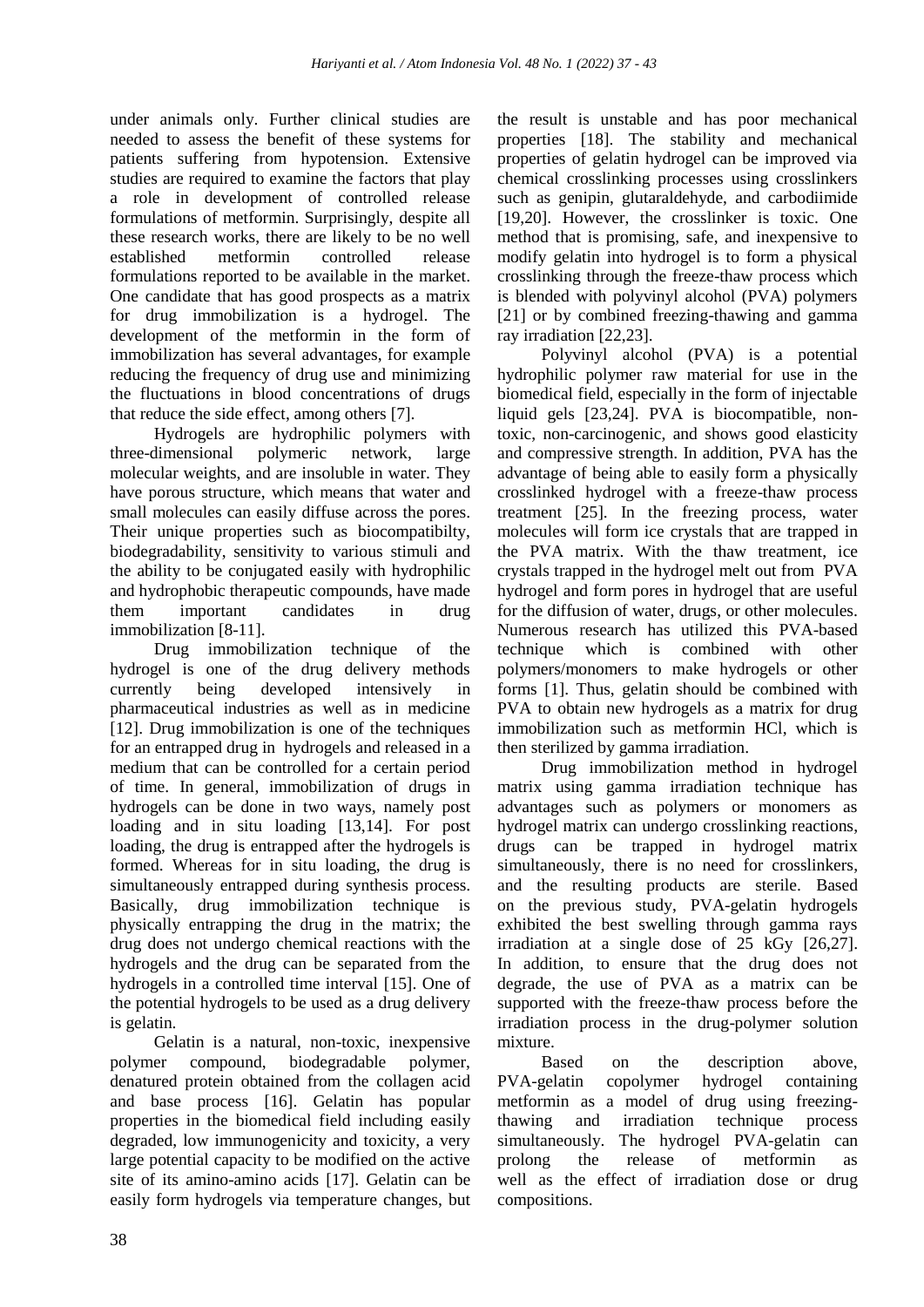under animals only. Further clinical studies are needed to assess the benefit of these systems for patients suffering from hypotension. Extensive studies are required to examine the factors that play a role in development of controlled release formulations of metformin. Surprisingly, despite all these research works, there are likely to be no well established metformin controlled release formulations reported to be available in the market. One candidate that has good prospects as a matrix for drug immobilization is a hydrogel. The development of the metformin in the form of immobilization has several advantages, for example reducing the frequency of drug use and minimizing the fluctuations in blood concentrations of drugs that reduce the side effect, among others [7].

Hydrogels are hydrophilic polymers with three-dimensional polymeric network, large molecular weights, and are insoluble in water. They have porous structure, which means that water and small molecules can easily diffuse across the pores. Their unique properties such as biocompatibilty, biodegradability, sensitivity to various stimuli and the ability to be conjugated easily with hydrophilic and hydrophobic therapeutic compounds, have made them important candidates in drug immobilization [8-11].

Drug immobilization technique of the hydrogel is one of the drug delivery methods currently being developed intensively in pharmaceutical industries as well as in medicine [12]. Drug immobilization is one of the techniques for an entrapped drug in hydrogels and released in a medium that can be controlled for a certain period of time. In general, immobilization of drugs in hydrogels can be done in two ways, namely post loading and in situ loading [13,14]. For post loading, the drug is entrapped after the hydrogels is formed. Whereas for in situ loading, the drug is simultaneously entrapped during synthesis process. Basically, drug immobilization technique is physically entrapping the drug in the matrix; the drug does not undergo chemical reactions with the hydrogels and the drug can be separated from the hydrogels in a controlled time interval [15]. One of the potential hydrogels to be used as a drug delivery is gelatin.

Gelatin is a natural, non-toxic, inexpensive polymer compound, biodegradable polymer, denatured protein obtained from the collagen acid and base process [16]. Gelatin has popular properties in the biomedical field including easily degraded, low immunogenicity and toxicity, a very large potential capacity to be modified on the active site of its amino-amino acids [17]. Gelatin can be easily form hydrogels via temperature changes, but the result is unstable and has poor mechanical properties [18]. The stability and mechanical properties of gelatin hydrogel can be improved via chemical crosslinking processes using crosslinkers such as genipin, glutaraldehyde, and carbodiimide [19,20]. However, the crosslinker is toxic. One method that is promising, safe, and inexpensive to modify gelatin into hydrogel is to form a physical crosslinking through the freeze-thaw process which is blended with polyvinyl alcohol (PVA) polymers [21] or by combined freezing-thawing and gamma ray irradiation [22,23].

Polyvinyl alcohol (PVA) is a potential hydrophilic polymer raw material for use in the biomedical field, especially in the form of injectable liquid gels [23,24]. PVA is biocompatible, non-toxic, non-carcinogenic, and shows good elasticity and compressive strength. In addition, PVA has the advantage of being able to easily form a physically crosslinked hydrogel with a freeze-thaw process treatment [25]. In the freezing process, water molecules will form ice crystals that are trapped in the PVA matrix. With the thaw treatment, ice crystals trapped in the hydrogel melt out from PVA hydrogel and form pores in hydrogel that are useful for the diffusion of water, drugs, or other molecules. Numerous research has utilized this PVA-based technique which is combined with other polymers/monomers to make hydrogels or other forms [1]. Thus, gelatin should be combined with PVA to obtain new hydrogels as a matrix for drug immobilization such as metformin HCl, which is then sterilized by gamma irradiation.

Drug immobilization method in hydrogel matrix using gamma irradiation technique has advantages such as polymers or monomers as hydrogel matrix can undergo crosslinking reactions, drugs can be trapped in hydrogel matrix simultaneously, there is no need for crosslinkers, and the resulting products are sterile. Based on the previous study, PVA-gelatin hydrogels exhibited the best swelling through gamma rays irradiation at a single dose of 25 kGy [26,27]. In addition, to ensure that the drug does not degrade, the use of PVA as a matrix can be supported with the freeze-thaw process before the irradiation process in the drug-polymer solution mixture.

Based on the description above, PVA-gelatin copolymer hydrogel containing metformin as a model of drug using freezing-thawing and irradiation technique process simultaneously. The hydrogel PVA-gelatin can prolong the release of metformin as well as the effect of irradiation dose or drug compositions.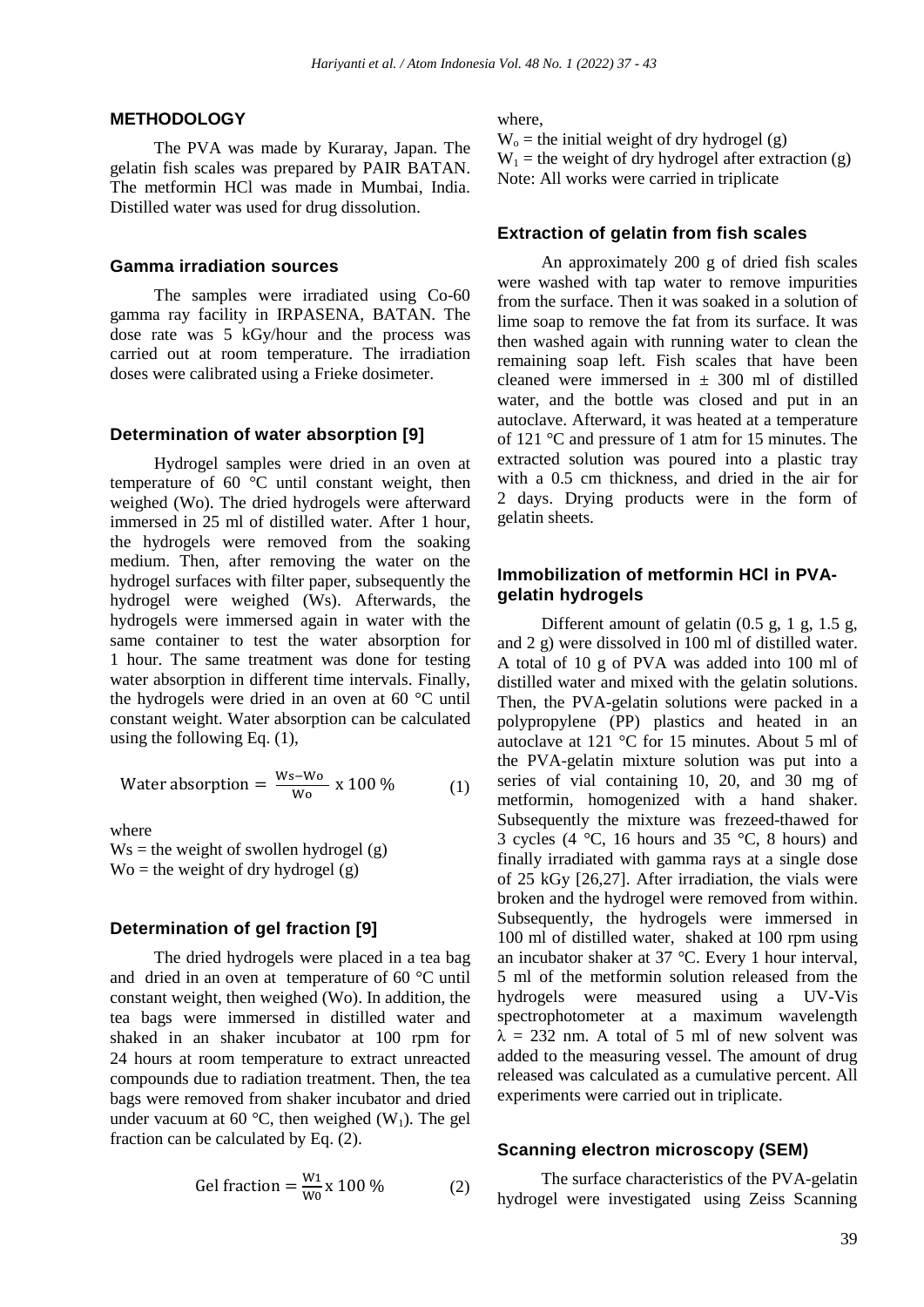## METHODOLOGY

The PVA was made by Kuraray, Japan. The gelatin fish scales was prepared by PAIR BATAN. The metformin HCl was made in Mumbai, India. Distilled water was used for drug dissolution.

### Gamma irradiation sources

The samples were irradiated using Co-60 gamma ray facility in IRPASENA, BATAN. The dose rate was 5 kGy/hour and the process was carried out at room temperature. The irradiation doses were calibrated using a Frieke dosimeter.

### Determination of water absorption [9]

Hydrogel samples were dried in an oven at temperature of 60 °C until constant weight, then weighed (Wo). The dried hydrogels were afterward immersed in 25 ml of distilled water. After 1 hour, the hydrogels were removed from the soaking medium. Then, after removing the water on the hydrogel surfaces with filter paper, subsequently the hydrogel were weighed (Ws). Afterwards, the hydrogels were immersed again in water with the same container to test the water absorption for 1 hour. The same treatment was done for testing water absorption in different time intervals. Finally, the hydrogels were dried in an oven at 60 °C until constant weight. Water absorption can be calculated using the following Eq. (1),

$$\text{Water absorption} = \frac{Ws - Wo}{Wo} \times 100\,\% \tag{1}$$

where

Ws = the weight of swollen hydrogel (g)
Wo = the weight of dry hydrogel (g)

### Determination of gel fraction [9]

The dried hydrogels were placed in a tea bag and dried in an oven at temperature of 60 °C until constant weight, then weighed (Wo). In addition, the tea bags were immersed in distilled water and shaked in an shaker incubator at 100 rpm for 24 hours at room temperature to extract unreacted compounds due to radiation treatment. Then, the tea bags were removed from shaker incubator and dried under vacuum at 60 °C, then weighed ($W_1$). The gel fraction can be calculated by Eq. (2).

$$\text{Gel fraction} = \frac{W1}{W0} \times 100\,\% \tag{2}$$

where,

$W_o$ = the initial weight of dry hydrogel (g)
$W_1$ = the weight of dry hydrogel after extraction (g)
Note: All works were carried in triplicate

### Extraction of gelatin from fish scales

An approximately 200 g of dried fish scales were washed with tap water to remove impurities from the surface. Then it was soaked in a solution of lime soap to remove the fat from its surface. It was then washed again with running water to clean the remaining soap left. Fish scales that have been cleaned were immersed in ± 300 ml of distilled water, and the bottle was closed and put in an autoclave. Afterward, it was heated at a temperature of 121 °C and pressure of 1 atm for 15 minutes. The extracted solution was poured into a plastic tray with a 0.5 cm thickness, and dried in the air for 2 days. Drying products were in the form of gelatin sheets.

### Immobilization of metformin HCl in PVA-gelatin hydrogels

Different amount of gelatin (0.5 g, 1 g, 1.5 g, and 2 g) were dissolved in 100 ml of distilled water. A total of 10 g of PVA was added into 100 ml of distilled water and mixed with the gelatin solutions. Then, the PVA-gelatin solutions were packed in a polypropylene (PP) plastics and heated in an autoclave at 121 °C for 15 minutes. About 5 ml of the PVA-gelatin mixture solution was put into a series of vial containing 10, 20, and 30 mg of metformin, homogenized with a hand shaker. Subsequently the mixture was frezeed-thawed for 3 cycles (4 °C, 16 hours and 35 °C, 8 hours) and finally irradiated with gamma rays at a single dose of 25 kGy [26,27]. After irradiation, the vials were broken and the hydrogel were removed from within. Subsequently, the hydrogels were immersed in 100 ml of distilled water, shaked at 100 rpm using an incubator shaker at 37 °C. Every 1 hour interval, 5 ml of the metformin solution released from the hydrogels were measured using a UV-Vis spectrophotometer at a maximum wavelength $\lambda$ = 232 nm. A total of 5 ml of new solvent was added to the measuring vessel. The amount of drug released was calculated as a cumulative percent. All experiments were carried out in triplicate.

### Scanning electron microscopy (SEM)

The surface characteristics of the PVA-gelatin hydrogel were investigated using Zeiss Scanning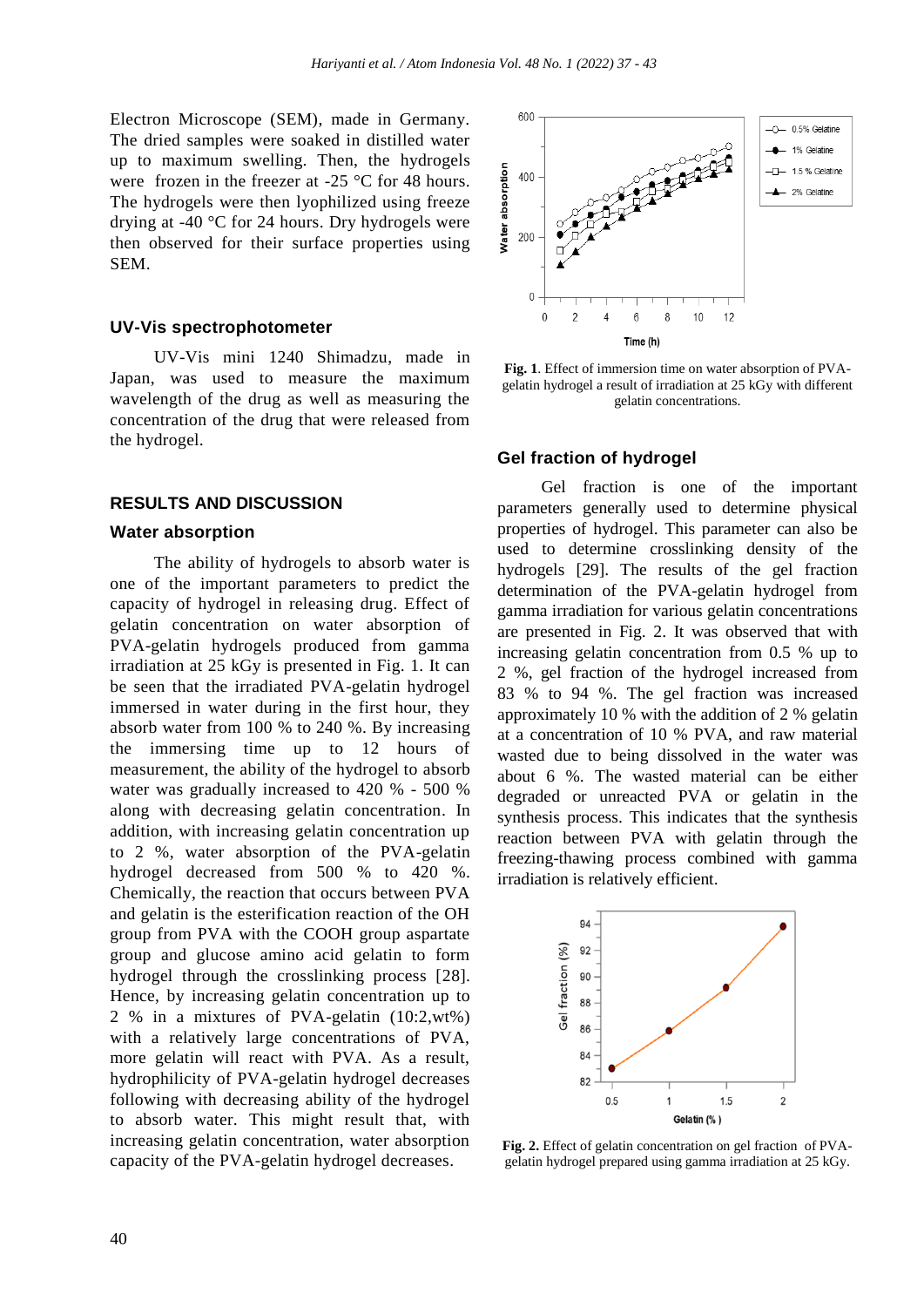Electron Microscope (SEM), made in Germany. The dried samples were soaked in distilled water up to maximum swelling. Then, the hydrogels were frozen in the freezer at -25 °C for 48 hours. The hydrogels were then lyophilized using freeze drying at -40 °C for 24 hours. Dry hydrogels were then observed for their surface properties using SEM.

### UV-Vis spectrophotometer

UV-Vis mini 1240 Shimadzu, made in Japan, was used to measure the maximum wavelength of the drug as well as measuring the concentration of the drug that were released from the hydrogel.

## RESULTS AND DISCUSSION

### Water absorption

The ability of hydrogels to absorb water is one of the important parameters to predict the capacity of hydrogel in releasing drug. Effect of gelatin concentration on water absorption of PVA-gelatin hydrogels produced from gamma irradiation at 25 kGy is presented in Fig. 1. It can be seen that the irradiated PVA-gelatin hydrogel immersed in water during in the first hour, they absorb water from 100 % to 240 %. By increasing the immersing time up to 12 hours of measurement, the ability of the hydrogel to absorb water was gradually increased to 420 % - 500 % along with decreasing gelatin concentration. In addition, with increasing gelatin concentration up to 2 %, water absorption of the PVA-gelatin hydrogel decreased from 500 % to 420 %. Chemically, the reaction that occurs between PVA and gelatin is the esterification reaction of the OH group from PVA with the COOH group aspartate group and glucose amino acid gelatin to form hydrogel through the crosslinking process [28]. Hence, by increasing gelatin concentration up to 2 % in a mixtures of PVA-gelatin (10:2,wt%) with a relatively large concentrations of PVA, more gelatin will react with PVA. As a result, hydrophilicity of PVA-gelatin hydrogel decreases following with decreasing ability of the hydrogel to absorb water. This might result that, with increasing gelatin concentration, water absorption capacity of the PVA-gelatin hydrogel decreases.

**Fig. 1**. Effect of immersion time on water absorption of PVA-gelatin hydrogel a result of irradiation at 25 kGy with different gelatin concentrations.

### Gel fraction of hydrogel

Gel fraction is one of the important parameters generally used to determine physical properties of hydrogel. This parameter can also be used to determine crosslinking density of the hydrogels [29]. The results of the gel fraction determination of the PVA-gelatin hydrogel from gamma irradiation for various gelatin concentrations are presented in Fig. 2. It was observed that with increasing gelatin concentration from 0.5 % up to 2 %, gel fraction of the hydrogel increased from 83 % to 94 %. The gel fraction was increased approximately 10 % with the addition of 2 % gelatin at a concentration of 10 % PVA, and raw material wasted due to being dissolved in the water was about 6 %. The wasted material can be either degraded or unreacted PVA or gelatin in the synthesis process. This indicates that the synthesis reaction between PVA with gelatin through the freezing-thawing process combined with gamma irradiation is relatively efficient.

**Fig. 2.** Effect of gelatin concentration on gel fraction of PVA-gelatin hydrogel prepared using gamma irradiation at 25 kGy.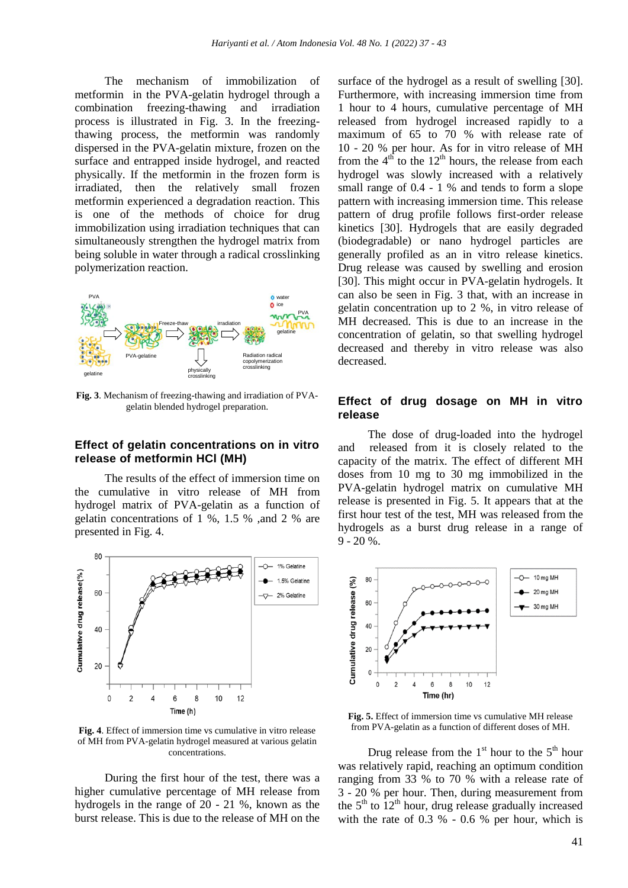The mechanism of immobilization of metformin in the PVA-gelatin hydrogel through a combination freezing-thawing and irradiation process is illustrated in Fig. 3. In the freezing-thawing process, the metformin was randomly dispersed in the PVA-gelatin mixture, frozen on the surface and entrapped inside hydrogel, and reacted physically. If the metformin in the frozen form is irradiated, then the relatively small frozen metformin experienced a degradation reaction. This is one of the methods of choice for drug immobilization using irradiation techniques that can simultaneously strengthen the hydrogel matrix from being soluble in water through a radical crosslinking polymerization reaction.

**Fig. 3**. Mechanism of freezing-thawing and irradiation of PVA-gelatin blended hydrogel preparation.

## Effect of gelatin concentrations on in vitro release of metformin HCl (MH)

The results of the effect of immersion time on the cumulative in vitro release of MH from hydrogel matrix of PVA-gelatin as a function of gelatin concentrations of 1 %, 1.5 % ,and 2 % are presented in Fig. 4.

**Fig. 4**. Effect of immersion time vs cumulative in vitro release of MH from PVA-gelatin hydrogel measured at various gelatin concentrations.

During the first hour of the test, there was a higher cumulative percentage of MH release from hydrogels in the range of 20 - 21 %, known as the burst release. This is due to the release of MH on the surface of the hydrogel as a result of swelling [30]. Furthermore, with increasing immersion time from 1 hour to 4 hours, cumulative percentage of MH released from hydrogel increased rapidly to a maximum of 65 to 70 % with release rate of 10 - 20 % per hour. As for in vitro release of MH from the 4[th] to the 12[th] hours, the release from each hydrogel was slowly increased with a relatively small range of 0.4 - 1 % and tends to form a slope pattern with increasing immersion time. This release pattern of drug profile follows first-order release kinetics [30]. Hydrogels that are easily degraded (biodegradable) or nano hydrogel particles are generally profiled as an in vitro release kinetics. Drug release was caused by swelling and erosion [30]. This might occur in PVA-gelatin hydrogels. It can also be seen in Fig. 3 that, with an increase in gelatin concentration up to 2 %, in vitro release of MH decreased. This is due to an increase in the concentration of gelatin, so that swelling hydrogel decreased and thereby in vitro release was also decreased.

## Effect of drug dosage on MH in vitro release

The dose of drug-loaded into the hydrogel and released from it is closely related to the capacity of the matrix. The effect of different MH doses from 10 mg to 30 mg immobilized in the PVA-gelatin hydrogel matrix on cumulative MH release is presented in Fig. 5. It appears that at the first hour of the test, MH was released from the hydrogels as a burst drug release in a range of 9 - 20 %.

**Fig. 5.** Effect of immersion time vs cumulative MH release from PVA-gelatin as a function of different doses of MH.

Drug release from the 1[st] hour to the 5[th] hour was relatively rapid, reaching an optimum condition ranging from 33 % to 70 % with a release rate of 3 - 20 % per hour. Then, during measurement from the 5[th] to 12[th] hour, drug release gradually increased with the rate of 0.3 % - 0.6 % per hour, which is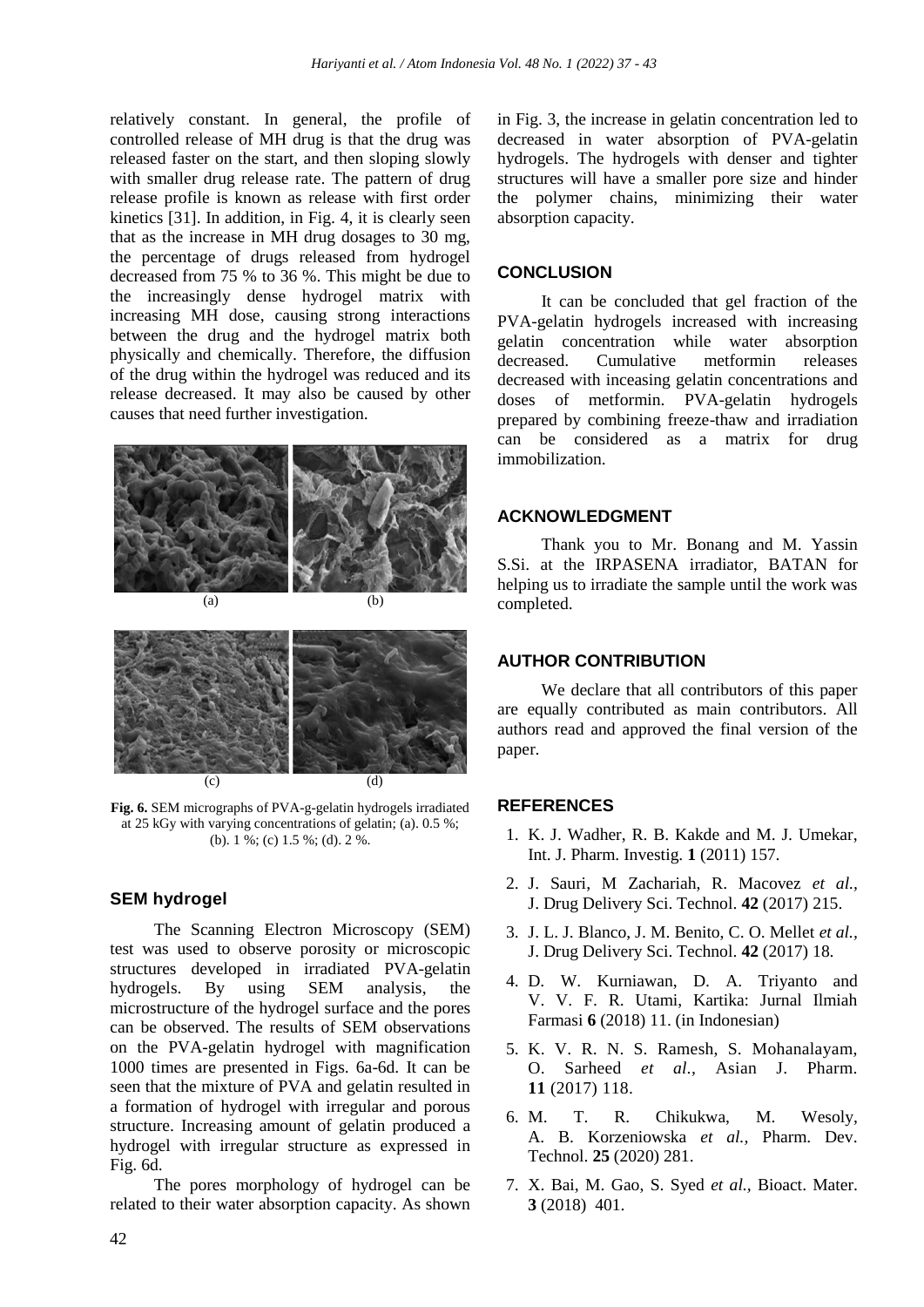relatively constant. In general, the profile of controlled release of MH drug is that the drug was released faster on the start, and then sloping slowly with smaller drug release rate. The pattern of drug release profile is known as release with first order kinetics [31]. In addition, in Fig. 4, it is clearly seen that as the increase in MH drug dosages to 30 mg, the percentage of drugs released from hydrogel decreased from 75 % to 36 %. This might be due to the increasingly dense hydrogel matrix with increasing MH dose, causing strong interactions between the drug and the hydrogel matrix both physically and chemically. Therefore, the diffusion of the drug within the hydrogel was reduced and its release decreased. It may also be caused by other causes that need further investigation.

(a) (b)

(c) (d)

**Fig. 6.** SEM micrographs of PVA-g-gelatin hydrogels irradiated at 25 kGy with varying concentrations of gelatin; (a). 0.5 %; (b). 1 %; (c) 1.5 %; (d). 2 %.

### SEM hydrogel

The Scanning Electron Microscopy (SEM) test was used to observe porosity or microscopic structures developed in irradiated PVA-gelatin hydrogels. By using SEM analysis, the microstructure of the hydrogel surface and the pores can be observed. The results of SEM observations on the PVA-gelatin hydrogel with magnification 1000 times are presented in Figs. 6a-6d. It can be seen that the mixture of PVA and gelatin resulted in a formation of hydrogel with irregular and porous structure. Increasing amount of gelatin produced a hydrogel with irregular structure as expressed in Fig. 6d.

The pores morphology of hydrogel can be related to their water absorption capacity. As shown in Fig. 3, the increase in gelatin concentration led to decreased in water absorption of PVA-gelatin hydrogels. The hydrogels with denser and tighter structures will have a smaller pore size and hinder the polymer chains, minimizing their water absorption capacity.

## CONCLUSION

It can be concluded that gel fraction of the PVA-gelatin hydrogels increased with increasing gelatin concentration while water absorption decreased. Cumulative metformin releases decreased with inceasing gelatin concentrations and doses of metformin. PVA-gelatin hydrogels prepared by combining freeze-thaw and irradiation can be considered as a matrix for drug immobilization.

## ACKNOWLEDGMENT

Thank you to Mr. Bonang and M. Yassin S.Si. at the IRPASENA irradiator, BATAN for helping us to irradiate the sample until the work was completed.

## AUTHOR CONTRIBUTION

We declare that all contributors of this paper are equally contributed as main contributors. All authors read and approved the final version of the paper.

## REFERENCES

1. K. J. Wadher, R. B. Kakde and M. J. Umekar, Int. J. Pharm. Investig. **1** (2011) 157.
2. J. Sauri, M Zachariah, R. Macovez *et al.*, J. Drug Delivery Sci. Technol. **42** (2017) 215.
3. J. L. J. Blanco, J. M. Benito, C. O. Mellet *et al.*, J. Drug Delivery Sci. Technol. **42** (2017) 18.
4. D. W. Kurniawan, D. A. Triyanto and V. V. F. R. Utami, Kartika: Jurnal Ilmiah Farmasi **6** (2018) 11. (in Indonesian)
5. K. V. R. N. S. Ramesh, S. Mohanalayam, O. Sarheed *et al.*, Asian J. Pharm. **11** (2017) 118.
6. M. T. R. Chikukwa, M. Wesoly, A. B. Korzeniowska *et al.*, Pharm. Dev. Technol. **25** (2020) 281.
7. X. Bai, M. Gao, S. Syed *et al.*, Bioact. Mater. **3** (2018) 401.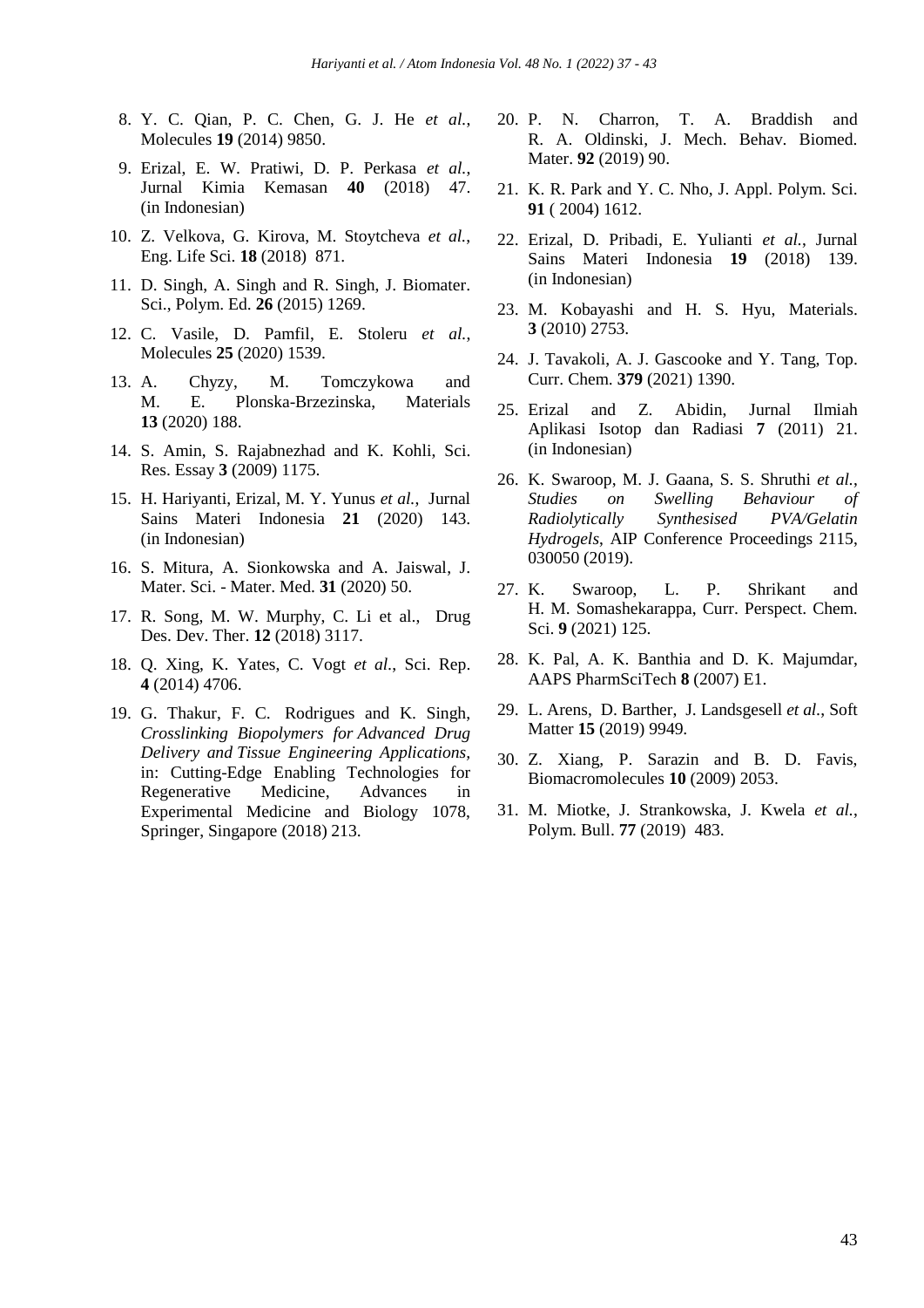8. Y. C. Qian, P. C. Chen, G. J. He *et al.*, Molecules **19** (2014) 9850.
9. Erizal, E. W. Pratiwi, D. P. Perkasa *et al.*, Jurnal Kimia Kemasan **40** (2018) 47. (in Indonesian)
10. Z. Velkova, G. Kirova, M. Stoytcheva *et al.*, Eng. Life Sci. **18** (2018) 871.
11. D. Singh, A. Singh and R. Singh, J. Biomater. Sci., Polym. Ed. **26** (2015) 1269.
12. C. Vasile, D. Pamfil, E. Stoleru *et al.*, Molecules **25** (2020) 1539.
13. A. Chyzy, M. Tomczykowa and M. E. Plonska-Brzezinska, Materials **13** (2020) 188.
14. S. Amin, S. Rajabnezhad and K. Kohli, Sci. Res. Essay **3** (2009) 1175.
15. H. Hariyanti, Erizal, M. Y. Yunus *et al.*, Jurnal Sains Materi Indonesia **21** (2020) 143. (in Indonesian)
16. S. Mitura, A. Sionkowska and A. Jaiswal, J. Mater. Sci. - Mater. Med. **31** (2020) 50.
17. R. Song, M. W. Murphy, C. Li et al., Drug Des. Dev. Ther. **12** (2018) 3117.
18. Q. Xing, K. Yates, C. Vogt *et al.*, Sci. Rep. **4** (2014) 4706.
19. G. Thakur, F. C. Rodrigues and K. Singh, *Crosslinking Biopolymers for Advanced Drug Delivery and Tissue Engineering Applications*, in: Cutting-Edge Enabling Technologies for Regenerative Medicine, Advances in Experimental Medicine and Biology 1078, Springer, Singapore (2018) 213.
20. P. N. Charron, T. A. Braddish and R. A. Oldinski, J. Mech. Behav. Biomed. Mater. **92** (2019) 90.
21. K. R. Park and Y. C. Nho, J. Appl. Polym. Sci. **91** ( 2004) 1612.
22. Erizal, D. Pribadi, E. Yulianti *et al.*, Jurnal Sains Materi Indonesia **19** (2018) 139. (in Indonesian)
23. M. Kobayashi and H. S. Hyu, Materials. **3** (2010) 2753.
24. J. Tavakoli, A. J. Gascooke and Y. Tang, Top. Curr. Chem. **379** (2021) 1390.
25. Erizal and Z. Abidin, Jurnal Ilmiah Aplikasi Isotop dan Radiasi **7** (2011) 21. (in Indonesian)
26. K. Swaroop, M. J. Gaana, S. S. Shruthi *et al.*, *Studies on Swelling Behaviour of Radiolytically Synthesised PVA/Gelatin Hydrogels*, AIP Conference Proceedings 2115, 030050 (2019).
27. K. Swaroop, L. P. Shrikant and H. M. Somashekarappa, Curr. Perspect. Chem. Sci. **9** (2021) 125.
28. K. Pal, A. K. Banthia and D. K. Majumdar, AAPS PharmSciTech **8** (2007) E1.
29. L. Arens, D. Barther, J. Landsgesell *et al.*, Soft Matter **15** (2019) 9949.
30. Z. Xiang, P. Sarazin and B. D. Favis, Biomacromolecules **10** (2009) 2053.
31. M. Miotke, J. Strankowska, J. Kwela *et al.*, Polym. Bull. **77** (2019) 483.